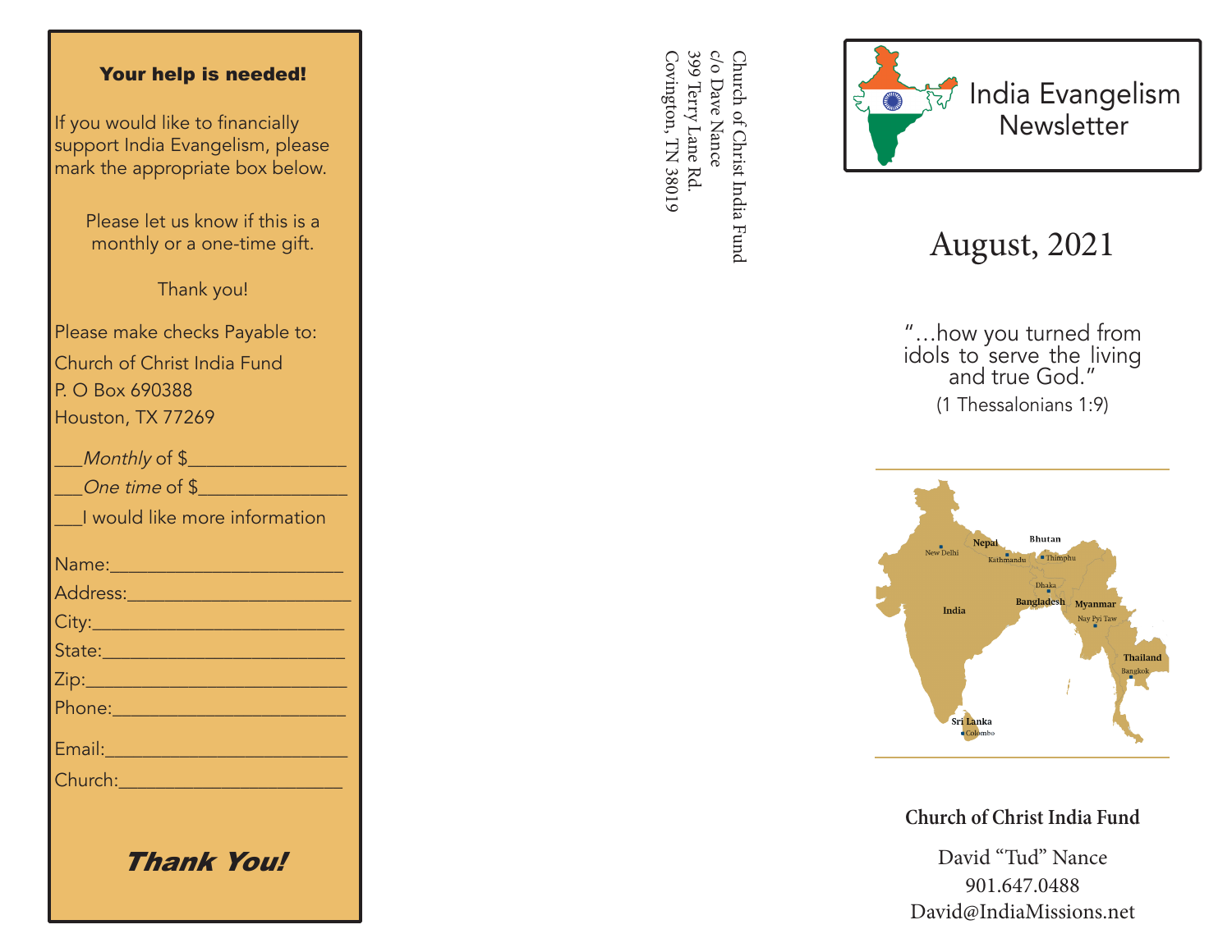## Your help is needed!

If you would like to financially support India Evangelism, please mark the appropriate box below.

Please let us know if this is a monthly or a one-time gift.

Thank you!

Please make checks Payable to:
Church of Christ India Fund
P. O Box 690388
Houston, TX 77269

___*Monthly* of $_______________
___*One time* of $_______________
___I would like more information

Name:_______________________
Address:_____________________
City:_________________________
State:________________________
Zip:__________________________
Phone:_______________________
Email:_______________________
Church:______________________

***Thank You!***

Church of Christ India Fund
c/o Dave Nance
399 Terry Lane Rd.
Covington, TN 38019

# India Evangelism Newsletter

## August, 2021

"…how you turned from idols to serve the living and true God."
(1 Thessalonians 1:9)

India
New Delhi
Nepal
Kathmandu
Bhutan
Thimphu
Dhaka
Bangladesh
Myanmar
Nay Pyi Taw
Thailand
Bangkok
Sri Lanka
Colombo

**Church of Christ India Fund**

David "Tud" Nance
901.647.0488
David@IndiaMissions.net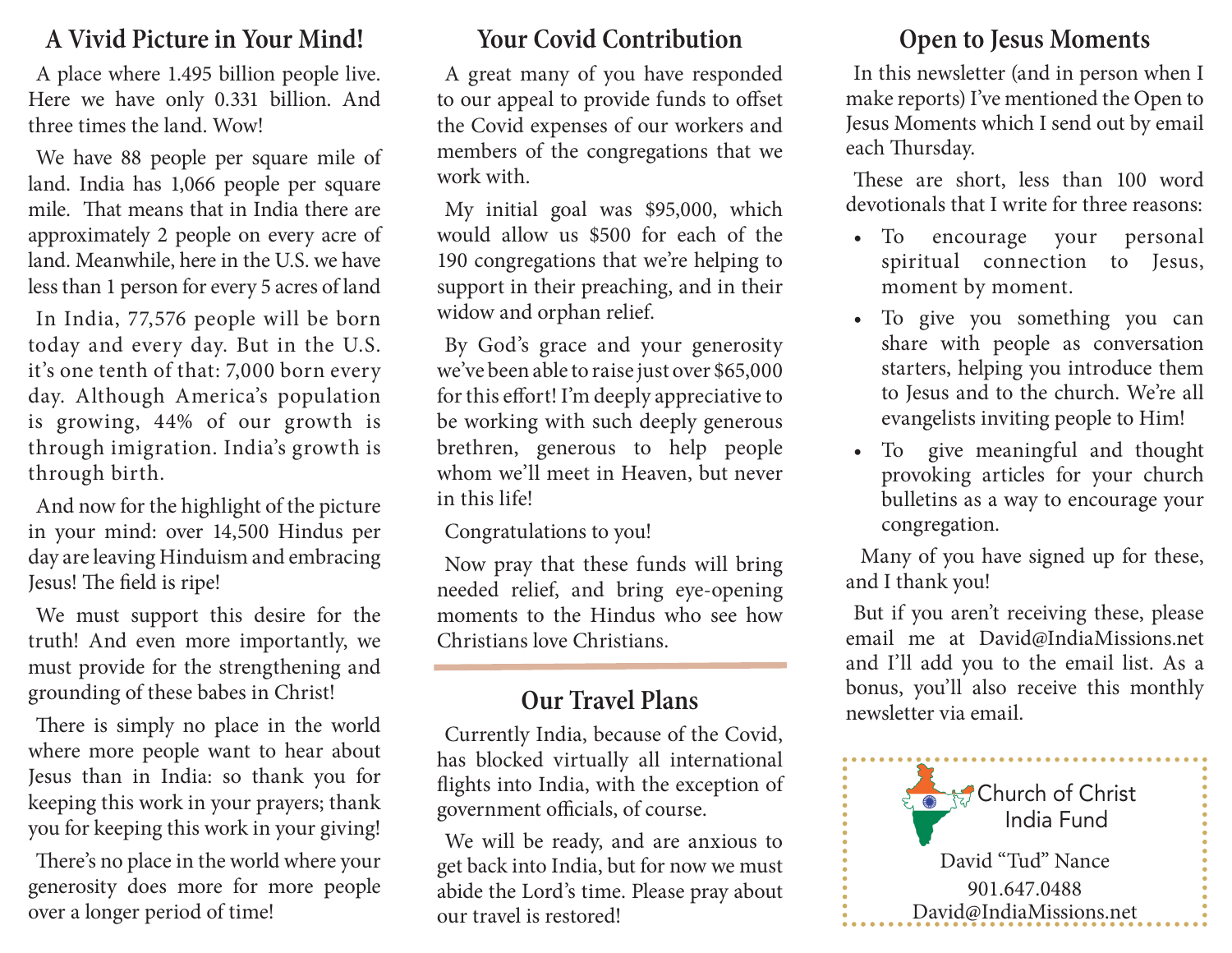## A Vivid Picture in Your Mind!

A place where 1.495 billion people live. Here we have only 0.331 billion. And three times the land. Wow!

We have 88 people per square mile of land. India has 1,066 people per square mile. That means that in India there are approximately 2 people on every acre of land. Meanwhile, here in the U.S. we have less than 1 person for every 5 acres of land

In India, 77,576 people will be born today and every day. But in the U.S. it's one tenth of that: 7,000 born every day. Although America's population is growing, 44% of our growth is through imigration. India's growth is through birth.

And now for the highlight of the picture in your mind: over 14,500 Hindus per day are leaving Hinduism and embracing Jesus! The field is ripe!

We must support this desire for the truth! And even more importantly, we must provide for the strengthening and grounding of these babes in Christ!

There is simply no place in the world where more people want to hear about Jesus than in India: so thank you for keeping this work in your prayers; thank you for keeping this work in your giving!

There's no place in the world where your generosity does more for more people over a longer period of time!

## Your Covid Contribution

A great many of you have responded to our appeal to provide funds to offset the Covid expenses of our workers and members of the congregations that we work with.

My initial goal was $95,000, which would allow us $500 for each of the 190 congregations that we're helping to support in their preaching, and in their widow and orphan relief.

By God's grace and your generosity we've been able to raise just over $65,000 for this effort! I'm deeply appreciative to be working with such deeply generous brethren, generous to help people whom we'll meet in Heaven, but never in this life!

Congratulations to you!

Now pray that these funds will bring needed relief, and bring eye-opening moments to the Hindus who see how Christians love Christians.

## Our Travel Plans

Currently India, because of the Covid, has blocked virtually all international flights into India, with the exception of government officials, of course.

We will be ready, and are anxious to get back into India, but for now we must abide the Lord's time. Please pray about our travel is restored!

## Open to Jesus Moments

In this newsletter (and in person when I make reports) I've mentioned the Open to Jesus Moments which I send out by email each Thursday.

These are short, less than 100 word devotionals that I write for three reasons:

- To encourage your personal spiritual connection to Jesus, moment by moment.
- To give you something you can share with people as conversation starters, helping you introduce them to Jesus and to the church. We're all evangelists inviting people to Him!
- To give meaningful and thought provoking articles for your church bulletins as a way to encourage your congregation.

Many of you have signed up for these, and I thank you!

But if you aren't receiving these, please email me at David@IndiaMissions.net and I'll add you to the email list. As a bonus, you'll also receive this monthly newsletter via email.

Church of Christ
India Fund

David "Tud" Nance
901.647.0488
David@IndiaMissions.net